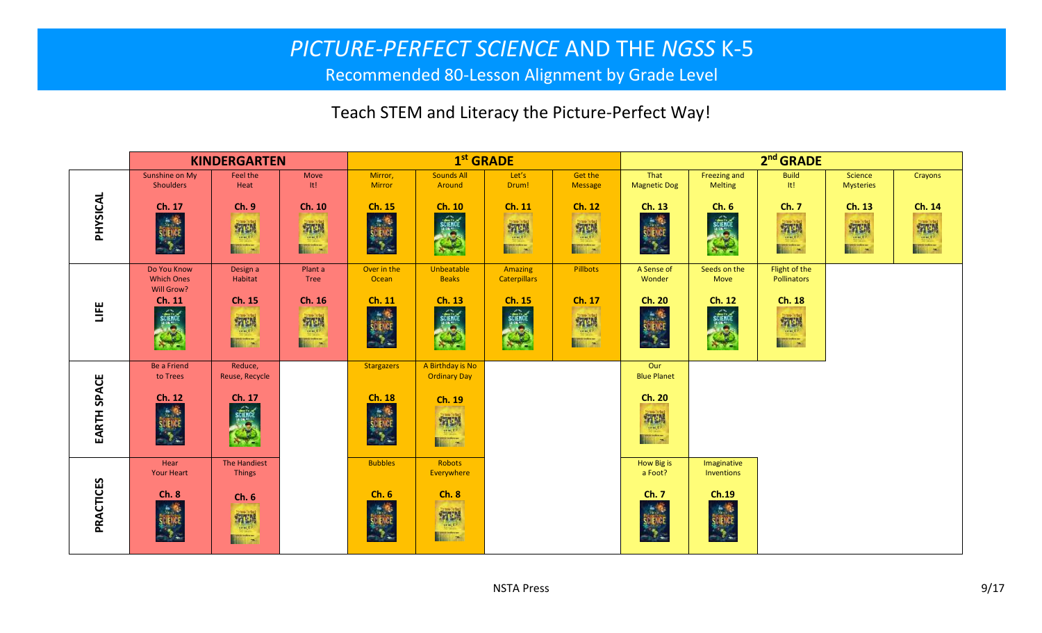# *PICTURE-PERFECT SCIENCE* AND THE *NGSS* K-5

Recommended 80-Lesson Alignment by Grade Level

Teach STEM and Literacy the Picture-Perfect Way!

| | KINDERGARTEN | | | 1st GRADE | | | | 2nd GRADE | | | | |
|---|---|---|---|---|---|---|---|---|---|---|---|---|
| **PHYSICAL** | Sunshine on My Shoulders **Ch. 17** | Feel the Heat **Ch. 9** | Move It! **Ch. 10** | Mirror, Mirror **Ch. 15** | Sounds All Around **Ch. 10** | Let's Drum! **Ch. 11** | Get the Message **Ch. 12** | That Magnetic Dog **Ch. 13** | Freezing and Melting **Ch. 6** | Build It! **Ch. 7** | Science Mysteries **Ch. 13** | Crayons **Ch. 14** |
| **LIFE** | Do You Know Which Ones Will Grow? **Ch. 11** | Design a Habitat **Ch. 15** | Plant a Tree **Ch. 16** | Over in the Ocean **Ch. 11** | Unbeatable Beaks **Ch. 13** | Amazing Caterpillars **Ch. 15** | Pillbots **Ch. 17** | A Sense of Wonder **Ch. 20** | Seeds on the Move **Ch. 12** | Flight of the Pollinators **Ch. 18** | | |
| **EARTH SPACE** | Be a Friend to Trees **Ch. 12** | Reduce, Reuse, Recycle **Ch. 17** | | Stargazers **Ch. 18** | A Birthday is No Ordinary Day **Ch. 19** | | | Our Blue Planet **Ch. 20** | | | | |
| **PRACTICES** | Hear Your Heart **Ch. 8** | The Handiest Things **Ch. 6** | | Bubbles **Ch. 6** | Robots Everywhere **Ch. 8** | | | How Big is a Foot? **Ch. 7** | Imaginative Inventions **Ch.19** | | | |

NSTA Press

9/17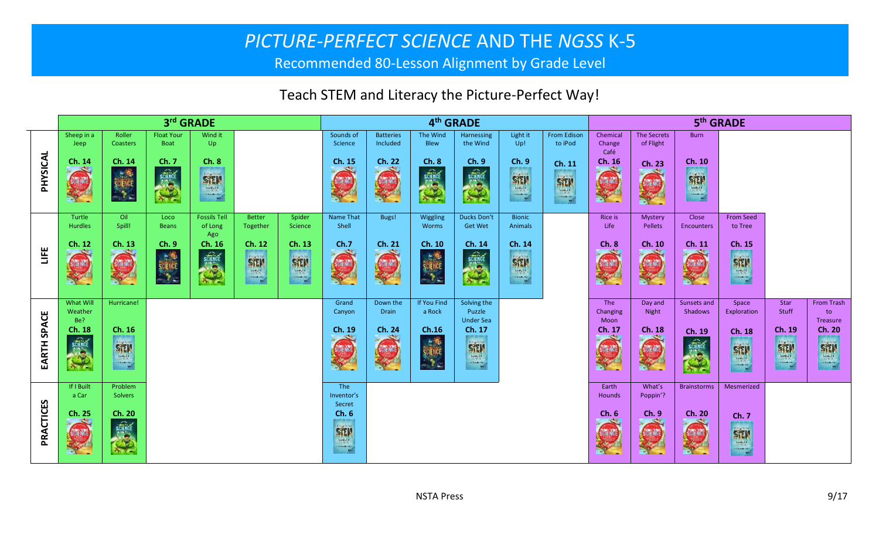# *PICTURE-PERFECT SCIENCE* AND THE *NGSS* K-5

Recommended 80-Lesson Alignment by Grade Level

## Teach STEM and Literacy the Picture-Perfect Way!

### 3rd GRADE

| | | | | | | |
|---|---|---|---|---|---|---|
| **PHYSICAL** | Sheep in a Jeep **Ch. 14** | Roller Coasters **Ch. 14** | Float Your Boat **Ch. 7** | Wind it Up **Ch. 8** | | |
| **LIFE** | Turtle Hurdles **Ch. 12** | Oil Spill! **Ch. 13** | Loco Beans **Ch. 9** | Fossils Tell of Long Ago **Ch. 16** | Better Together **Ch. 12** | Spider Science **Ch. 13** |
| **EARTH SPACE** | What Will Weather Be? **Ch. 18** | Hurricane! **Ch. 16** | | | | |
| **PRACTICES** | If I Built a Car **Ch. 25** | Problem Solvers **Ch. 20** | | | | |

### 4th GRADE

| | | | | | | |
|---|---|---|---|---|---|---|
| **PHYSICAL** | Sounds of Science **Ch. 15** | Batteries Included **Ch. 22** | The Wind Blew **Ch. 8** | Harnessing the Wind **Ch. 9** | Light it Up! **Ch. 9** | From Edison to iPod **Ch. 11** |
| **LIFE** | Name That Shell **Ch.7** | Bugs! **Ch. 21** | Wiggling Worms **Ch. 10** | Ducks Don't Get Wet **Ch. 14** | Bionic Animals **Ch. 14** | |
| **EARTH SPACE** | Grand Canyon **Ch. 19** | Down the Drain **Ch. 24** | If You Find a Rock **Ch.16** | Solving the Puzzle Under Sea **Ch. 17** | | |
| **PRACTICES** | The Inventor's Secret **Ch. 6** | | | | | |

### 5th GRADE

| | | | | | | |
|---|---|---|---|---|---|---|
| **PHYSICAL** | Chemical Change Café **Ch. 16** | The Secrets of Flight **Ch. 23** | Burn **Ch. 10** | | | |
| **LIFE** | Rice is Life **Ch. 8** | Mystery Pellets **Ch. 10** | Close Encounters **Ch. 11** | From Seed to Tree **Ch. 15** | | |
| **EARTH SPACE** | The Changing Moon **Ch. 17** | Day and Night **Ch. 18** | Sunsets and Shadows **Ch. 19** | Space Exploration **Ch. 18** | Star Stuff **Ch. 19** | From Trash to Treasure **Ch. 20** |
| **PRACTICES** | Earth Hounds **Ch. 6** | What's Poppin'? **Ch. 9** | Brainstorms **Ch. 20** | Mesmerized **Ch. 7** | | |

NSTA Press